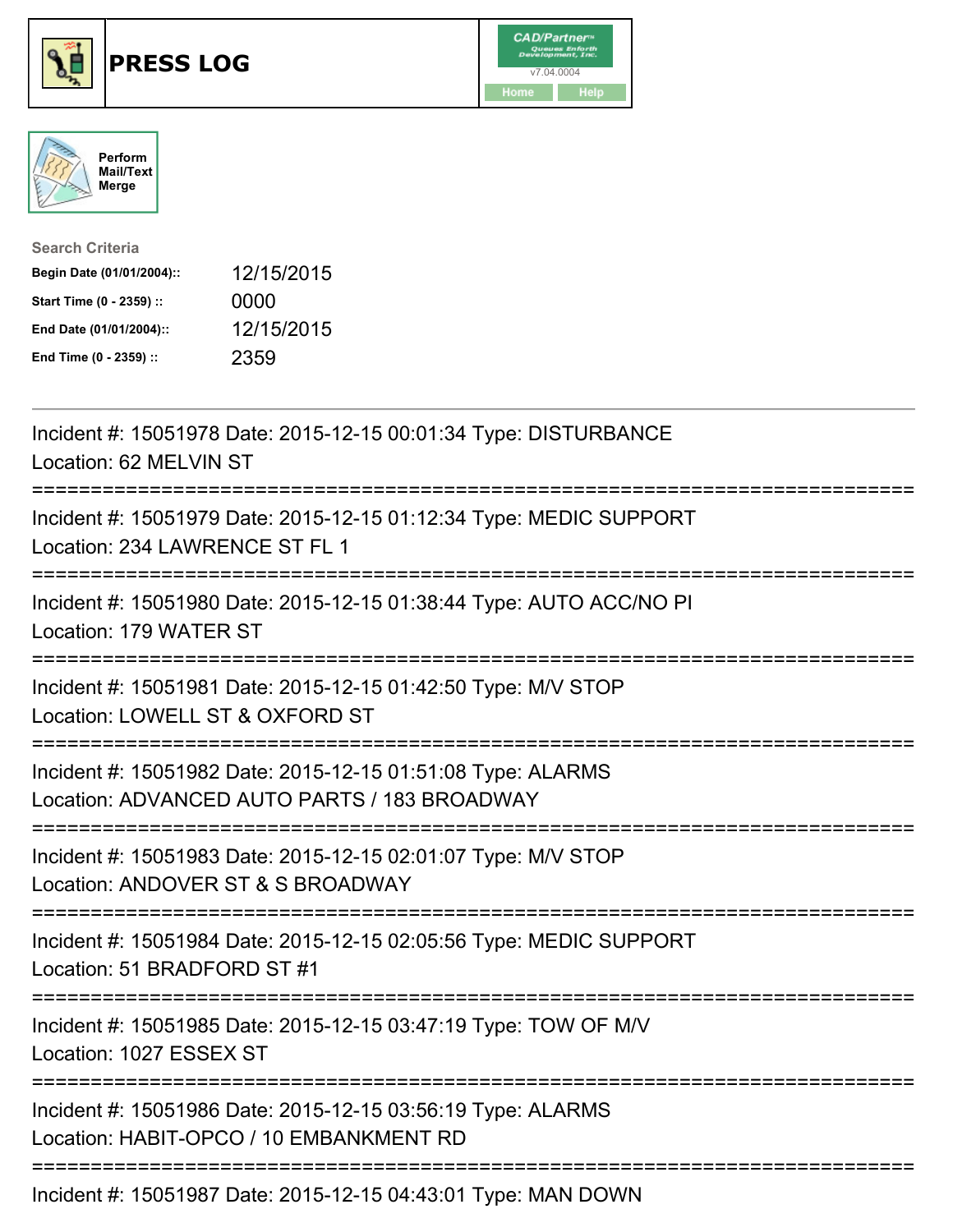# PRESS LOG

CAD/Partner™ Queues Enforth Development, Inc.
v7.04.0004

Home | Help

Perform Mail/Text Merge

**Search Criteria**

| | |
|---|---|
| **Begin Date (01/01/2004)::** | 12/15/2015 |
| **Start Time (0 - 2359) ::** | 0000 |
| **End Date (01/01/2004)::** | 12/15/2015 |
| **End Time (0 - 2359) ::** | 2359 |

---

Incident #: 15051978 Date: 2015-12-15 00:01:34 Type: DISTURBANCE
Location: 62 MELVIN ST

===========================================================================

Incident #: 15051979 Date: 2015-12-15 01:12:34 Type: MEDIC SUPPORT
Location: 234 LAWRENCE ST FL 1

===========================================================================

Incident #: 15051980 Date: 2015-12-15 01:38:44 Type: AUTO ACC/NO PI
Location: 179 WATER ST

===========================================================================

Incident #: 15051981 Date: 2015-12-15 01:42:50 Type: M/V STOP
Location: LOWELL ST & OXFORD ST

===========================================================================

Incident #: 15051982 Date: 2015-12-15 01:51:08 Type: ALARMS
Location: ADVANCED AUTO PARTS / 183 BROADWAY

===========================================================================

Incident #: 15051983 Date: 2015-12-15 02:01:07 Type: M/V STOP
Location: ANDOVER ST & S BROADWAY

===========================================================================

Incident #: 15051984 Date: 2015-12-15 02:05:56 Type: MEDIC SUPPORT
Location: 51 BRADFORD ST #1

===========================================================================

Incident #: 15051985 Date: 2015-12-15 03:47:19 Type: TOW OF M/V
Location: 1027 ESSEX ST

===========================================================================

Incident #: 15051986 Date: 2015-12-15 03:56:19 Type: ALARMS
Location: HABIT-OPCO / 10 EMBANKMENT RD

===========================================================================

Incident #: 15051987 Date: 2015-12-15 04:43:01 Type: MAN DOWN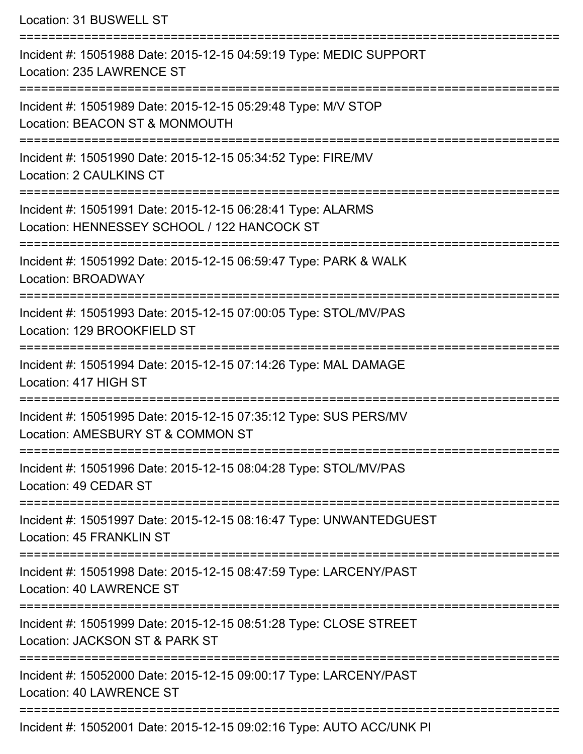Location: 31 BUSWELL ST

===========================================================================

Incident #: 15051988 Date: 2015-12-15 04:59:19 Type: MEDIC SUPPORT
Location: 235 LAWRENCE ST

===========================================================================

Incident #: 15051989 Date: 2015-12-15 05:29:48 Type: M/V STOP
Location: BEACON ST & MONMOUTH

===========================================================================

Incident #: 15051990 Date: 2015-12-15 05:34:52 Type: FIRE/MV
Location: 2 CAULKINS CT

===========================================================================

Incident #: 15051991 Date: 2015-12-15 06:28:41 Type: ALARMS
Location: HENNESSEY SCHOOL / 122 HANCOCK ST

===========================================================================

Incident #: 15051992 Date: 2015-12-15 06:59:47 Type: PARK & WALK
Location: BROADWAY

===========================================================================

Incident #: 15051993 Date: 2015-12-15 07:00:05 Type: STOL/MV/PAS
Location: 129 BROOKFIELD ST

===========================================================================

Incident #: 15051994 Date: 2015-12-15 07:14:26 Type: MAL DAMAGE
Location: 417 HIGH ST

===========================================================================

Incident #: 15051995 Date: 2015-12-15 07:35:12 Type: SUS PERS/MV
Location: AMESBURY ST & COMMON ST

===========================================================================

Incident #: 15051996 Date: 2015-12-15 08:04:28 Type: STOL/MV/PAS
Location: 49 CEDAR ST

===========================================================================

Incident #: 15051997 Date: 2015-12-15 08:16:47 Type: UNWANTEDGUEST
Location: 45 FRANKLIN ST

===========================================================================

Incident #: 15051998 Date: 2015-12-15 08:47:59 Type: LARCENY/PAST
Location: 40 LAWRENCE ST

===========================================================================

Incident #: 15051999 Date: 2015-12-15 08:51:28 Type: CLOSE STREET
Location: JACKSON ST & PARK ST

===========================================================================

Incident #: 15052000 Date: 2015-12-15 09:00:17 Type: LARCENY/PAST
Location: 40 LAWRENCE ST

===========================================================================

Incident #: 15052001 Date: 2015-12-15 09:02:16 Type: AUTO ACC/UNK PI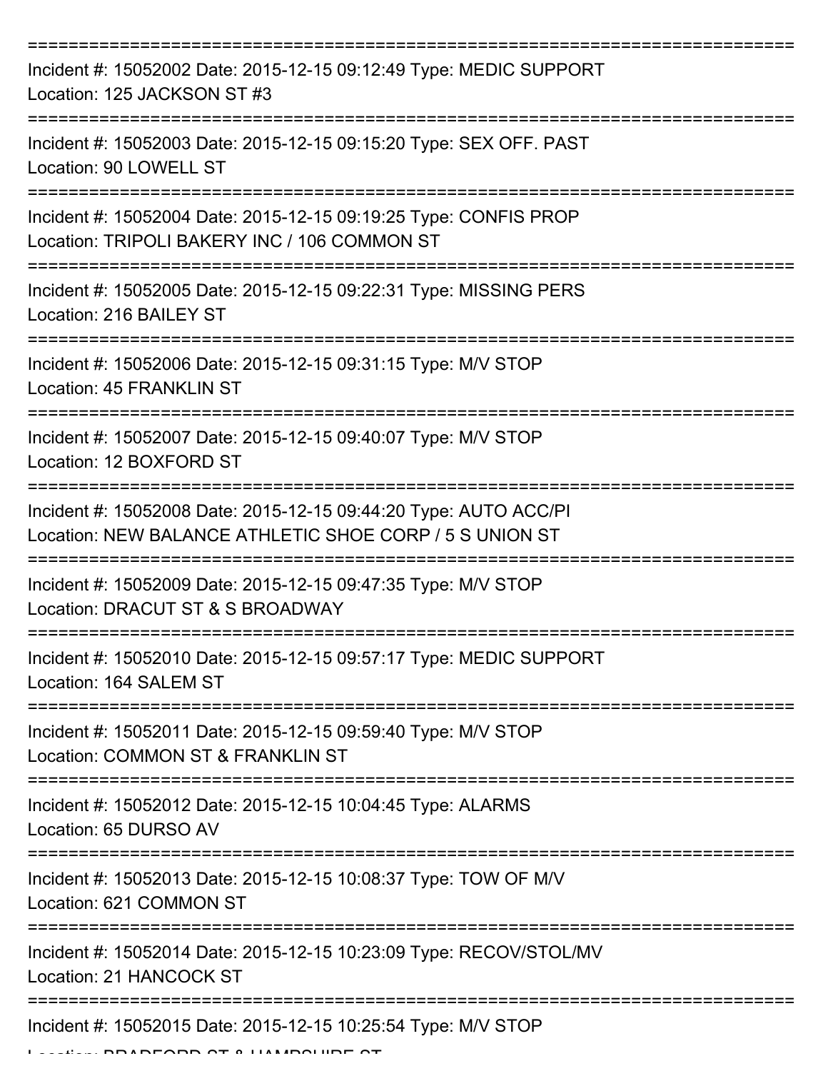===========================================================================

Incident #: 15052002 Date: 2015-12-15 09:12:49 Type: MEDIC SUPPORT
Location: 125 JACKSON ST #3

===========================================================================

Incident #: 15052003 Date: 2015-12-15 09:15:20 Type: SEX OFF. PAST
Location: 90 LOWELL ST

===========================================================================

Incident #: 15052004 Date: 2015-12-15 09:19:25 Type: CONFIS PROP
Location: TRIPOLI BAKERY INC / 106 COMMON ST

===========================================================================

Incident #: 15052005 Date: 2015-12-15 09:22:31 Type: MISSING PERS
Location: 216 BAILEY ST

===========================================================================

Incident #: 15052006 Date: 2015-12-15 09:31:15 Type: M/V STOP
Location: 45 FRANKLIN ST

===========================================================================

Incident #: 15052007 Date: 2015-12-15 09:40:07 Type: M/V STOP
Location: 12 BOXFORD ST

===========================================================================

Incident #: 15052008 Date: 2015-12-15 09:44:20 Type: AUTO ACC/PI
Location: NEW BALANCE ATHLETIC SHOE CORP / 5 S UNION ST

===========================================================================

Incident #: 15052009 Date: 2015-12-15 09:47:35 Type: M/V STOP
Location: DRACUT ST & S BROADWAY

===========================================================================

Incident #: 15052010 Date: 2015-12-15 09:57:17 Type: MEDIC SUPPORT
Location: 164 SALEM ST

===========================================================================

Incident #: 15052011 Date: 2015-12-15 09:59:40 Type: M/V STOP
Location: COMMON ST & FRANKLIN ST

===========================================================================

Incident #: 15052012 Date: 2015-12-15 10:04:45 Type: ALARMS
Location: 65 DURSO AV

===========================================================================

Incident #: 15052013 Date: 2015-12-15 10:08:37 Type: TOW OF M/V
Location: 621 COMMON ST

===========================================================================

Incident #: 15052014 Date: 2015-12-15 10:23:09 Type: RECOV/STOL/MV
Location: 21 HANCOCK ST

===========================================================================

Incident #: 15052015 Date: 2015-12-15 10:25:54 Type: M/V STOP
Location: BRADFORD ST & HAMPSHIRE ST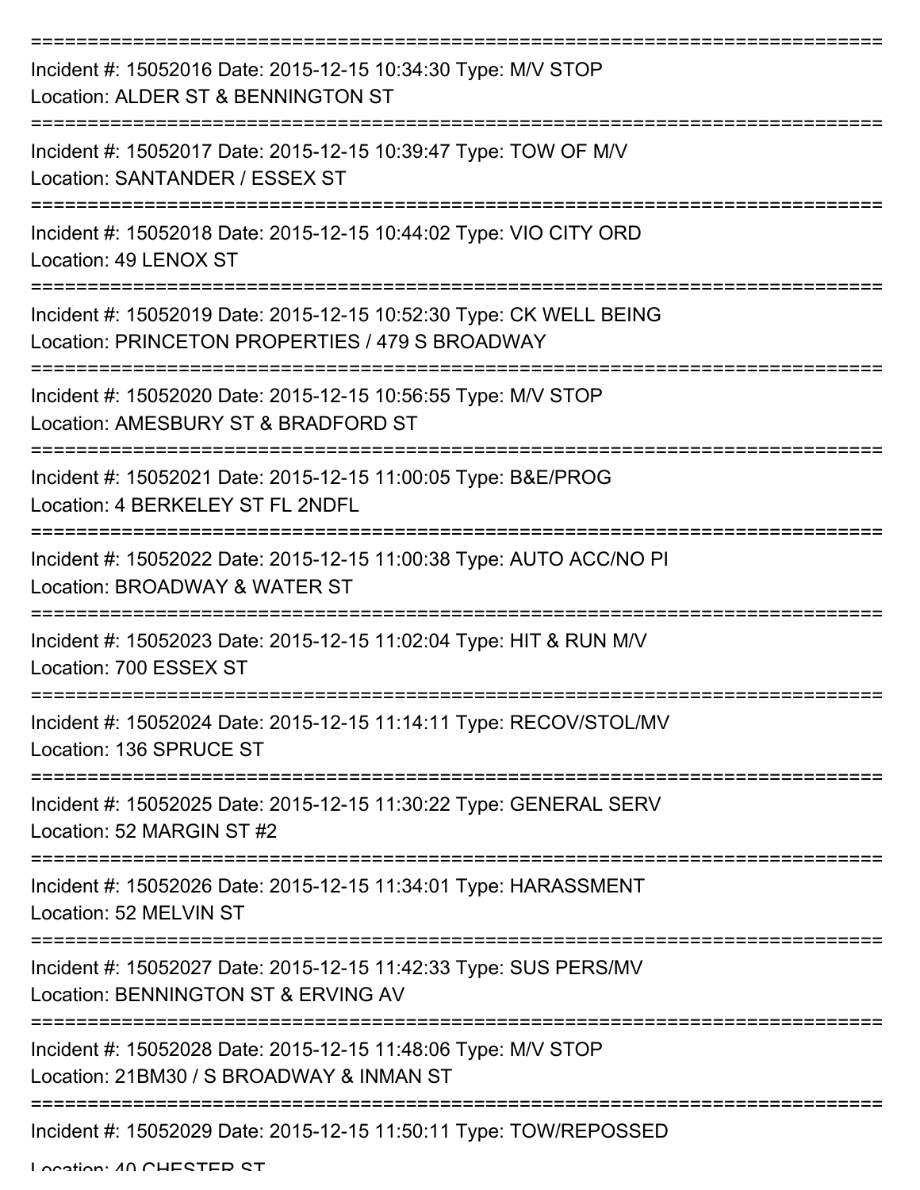===========================================================================

Incident #: 15052016 Date: 2015-12-15 10:34:30 Type: M/V STOP
Location: ALDER ST & BENNINGTON ST

===========================================================================

Incident #: 15052017 Date: 2015-12-15 10:39:47 Type: TOW OF M/V
Location: SANTANDER / ESSEX ST

===========================================================================

Incident #: 15052018 Date: 2015-12-15 10:44:02 Type: VIO CITY ORD
Location: 49 LENOX ST

===========================================================================

Incident #: 15052019 Date: 2015-12-15 10:52:30 Type: CK WELL BEING
Location: PRINCETON PROPERTIES / 479 S BROADWAY

===========================================================================

Incident #: 15052020 Date: 2015-12-15 10:56:55 Type: M/V STOP
Location: AMESBURY ST & BRADFORD ST

===========================================================================

Incident #: 15052021 Date: 2015-12-15 11:00:05 Type: B&E/PROG
Location: 4 BERKELEY ST FL 2NDFL

===========================================================================

Incident #: 15052022 Date: 2015-12-15 11:00:38 Type: AUTO ACC/NO PI
Location: BROADWAY & WATER ST

===========================================================================

Incident #: 15052023 Date: 2015-12-15 11:02:04 Type: HIT & RUN M/V
Location: 700 ESSEX ST

===========================================================================

Incident #: 15052024 Date: 2015-12-15 11:14:11 Type: RECOV/STOL/MV
Location: 136 SPRUCE ST

===========================================================================

Incident #: 15052025 Date: 2015-12-15 11:30:22 Type: GENERAL SERV
Location: 52 MARGIN ST #2

===========================================================================

Incident #: 15052026 Date: 2015-12-15 11:34:01 Type: HARASSMENT
Location: 52 MELVIN ST

===========================================================================

Incident #: 15052027 Date: 2015-12-15 11:42:33 Type: SUS PERS/MV
Location: BENNINGTON ST & ERVING AV

===========================================================================

Incident #: 15052028 Date: 2015-12-15 11:48:06 Type: M/V STOP
Location: 21BM30 / S BROADWAY & INMAN ST

===========================================================================

Incident #: 15052029 Date: 2015-12-15 11:50:11 Type: TOW/REPOSSED
Location: 40 CHESTER ST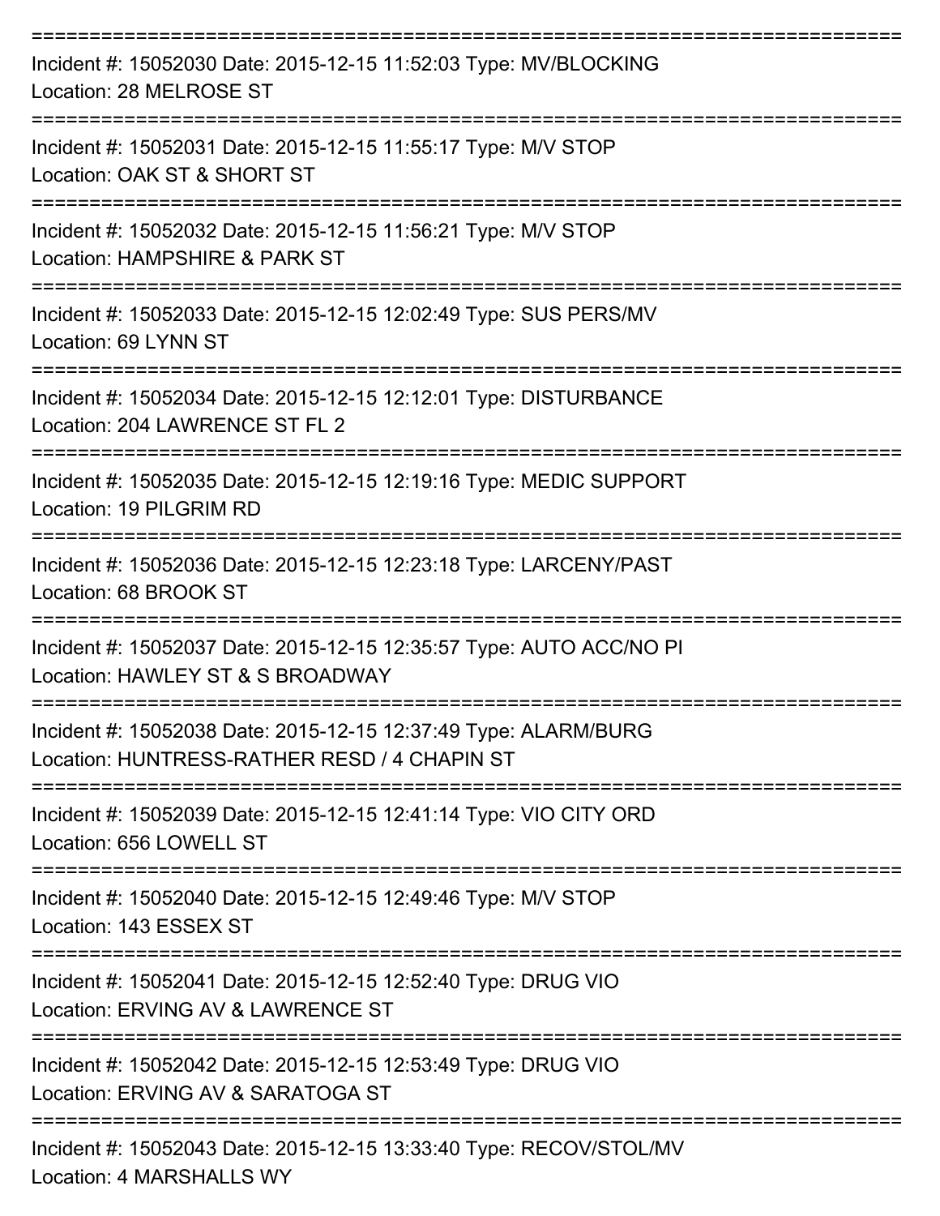===========================================================================

Incident #: 15052030 Date: 2015-12-15 11:52:03 Type: MV/BLOCKING
Location: 28 MELROSE ST

===========================================================================

Incident #: 15052031 Date: 2015-12-15 11:55:17 Type: M/V STOP
Location: OAK ST & SHORT ST

===========================================================================

Incident #: 15052032 Date: 2015-12-15 11:56:21 Type: M/V STOP
Location: HAMPSHIRE & PARK ST

===========================================================================

Incident #: 15052033 Date: 2015-12-15 12:02:49 Type: SUS PERS/MV
Location: 69 LYNN ST

===========================================================================

Incident #: 15052034 Date: 2015-12-15 12:12:01 Type: DISTURBANCE
Location: 204 LAWRENCE ST FL 2

===========================================================================

Incident #: 15052035 Date: 2015-12-15 12:19:16 Type: MEDIC SUPPORT
Location: 19 PILGRIM RD

===========================================================================

Incident #: 15052036 Date: 2015-12-15 12:23:18 Type: LARCENY/PAST
Location: 68 BROOK ST

===========================================================================

Incident #: 15052037 Date: 2015-12-15 12:35:57 Type: AUTO ACC/NO PI
Location: HAWLEY ST & S BROADWAY

===========================================================================

Incident #: 15052038 Date: 2015-12-15 12:37:49 Type: ALARM/BURG
Location: HUNTRESS-RATHER RESD / 4 CHAPIN ST

===========================================================================

Incident #: 15052039 Date: 2015-12-15 12:41:14 Type: VIO CITY ORD
Location: 656 LOWELL ST

===========================================================================

Incident #: 15052040 Date: 2015-12-15 12:49:46 Type: M/V STOP
Location: 143 ESSEX ST

===========================================================================

Incident #: 15052041 Date: 2015-12-15 12:52:40 Type: DRUG VIO
Location: ERVING AV & LAWRENCE ST

===========================================================================

Incident #: 15052042 Date: 2015-12-15 12:53:49 Type: DRUG VIO
Location: ERVING AV & SARATOGA ST

===========================================================================

Incident #: 15052043 Date: 2015-12-15 13:33:40 Type: RECOV/STOL/MV
Location: 4 MARSHALLS WY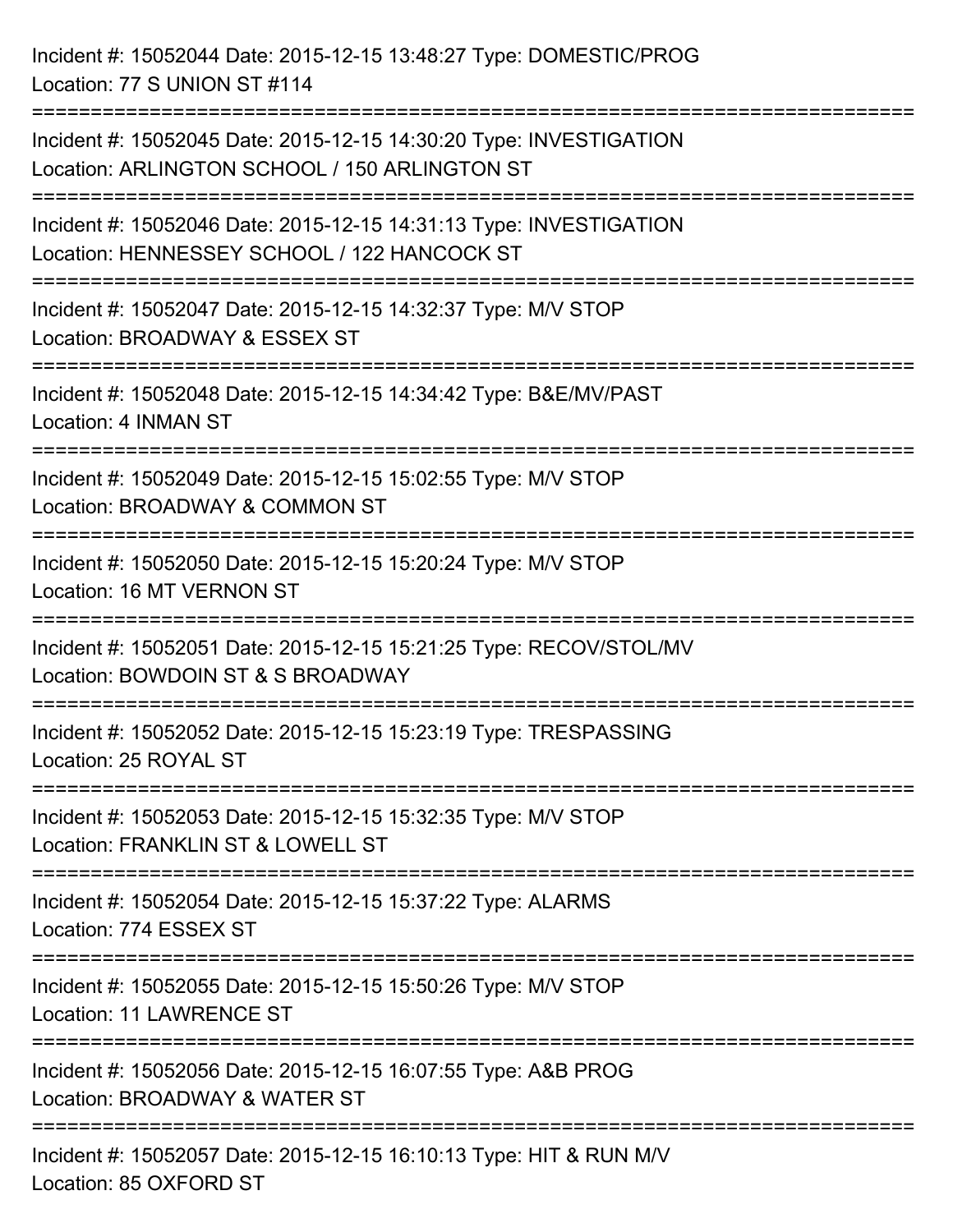Incident #: 15052044 Date: 2015-12-15 13:48:27 Type: DOMESTIC/PROG
Location: 77 S UNION ST #114

===========================================================================

Incident #: 15052045 Date: 2015-12-15 14:30:20 Type: INVESTIGATION
Location: ARLINGTON SCHOOL / 150 ARLINGTON ST

===========================================================================

Incident #: 15052046 Date: 2015-12-15 14:31:13 Type: INVESTIGATION
Location: HENNESSEY SCHOOL / 122 HANCOCK ST

===========================================================================

Incident #: 15052047 Date: 2015-12-15 14:32:37 Type: M/V STOP
Location: BROADWAY & ESSEX ST

===========================================================================

Incident #: 15052048 Date: 2015-12-15 14:34:42 Type: B&E/MV/PAST
Location: 4 INMAN ST

===========================================================================

Incident #: 15052049 Date: 2015-12-15 15:02:55 Type: M/V STOP
Location: BROADWAY & COMMON ST

===========================================================================

Incident #: 15052050 Date: 2015-12-15 15:20:24 Type: M/V STOP
Location: 16 MT VERNON ST

===========================================================================

Incident #: 15052051 Date: 2015-12-15 15:21:25 Type: RECOV/STOL/MV
Location: BOWDOIN ST & S BROADWAY

===========================================================================

Incident #: 15052052 Date: 2015-12-15 15:23:19 Type: TRESPASSING
Location: 25 ROYAL ST

===========================================================================

Incident #: 15052053 Date: 2015-12-15 15:32:35 Type: M/V STOP
Location: FRANKLIN ST & LOWELL ST

===========================================================================

Incident #: 15052054 Date: 2015-12-15 15:37:22 Type: ALARMS
Location: 774 ESSEX ST

===========================================================================

Incident #: 15052055 Date: 2015-12-15 15:50:26 Type: M/V STOP
Location: 11 LAWRENCE ST

===========================================================================

Incident #: 15052056 Date: 2015-12-15 16:07:55 Type: A&B PROG
Location: BROADWAY & WATER ST

===========================================================================

Incident #: 15052057 Date: 2015-12-15 16:10:13 Type: HIT & RUN M/V
Location: 85 OXFORD ST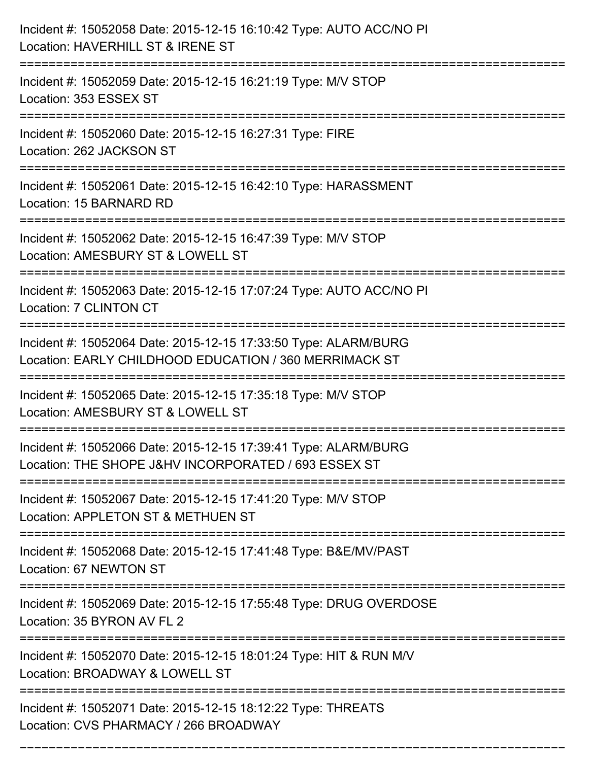Incident #: 15052058 Date: 2015-12-15 16:10:42 Type: AUTO ACC/NO PI
Location: HAVERHILL ST & IRENE ST

===========================================================================

Incident #: 15052059 Date: 2015-12-15 16:21:19 Type: M/V STOP
Location: 353 ESSEX ST

===========================================================================

Incident #: 15052060 Date: 2015-12-15 16:27:31 Type: FIRE
Location: 262 JACKSON ST

===========================================================================

Incident #: 15052061 Date: 2015-12-15 16:42:10 Type: HARASSMENT
Location: 15 BARNARD RD

===========================================================================

Incident #: 15052062 Date: 2015-12-15 16:47:39 Type: M/V STOP
Location: AMESBURY ST & LOWELL ST

===========================================================================

Incident #: 15052063 Date: 2015-12-15 17:07:24 Type: AUTO ACC/NO PI
Location: 7 CLINTON CT

===========================================================================

Incident #: 15052064 Date: 2015-12-15 17:33:50 Type: ALARM/BURG
Location: EARLY CHILDHOOD EDUCATION / 360 MERRIMACK ST

===========================================================================

Incident #: 15052065 Date: 2015-12-15 17:35:18 Type: M/V STOP
Location: AMESBURY ST & LOWELL ST

===========================================================================

Incident #: 15052066 Date: 2015-12-15 17:39:41 Type: ALARM/BURG
Location: THE SHOPE J&HV INCORPORATED / 693 ESSEX ST

===========================================================================

Incident #: 15052067 Date: 2015-12-15 17:41:20 Type: M/V STOP
Location: APPLETON ST & METHUEN ST

===========================================================================

Incident #: 15052068 Date: 2015-12-15 17:41:48 Type: B&E/MV/PAST
Location: 67 NEWTON ST

===========================================================================

Incident #: 15052069 Date: 2015-12-15 17:55:48 Type: DRUG OVERDOSE
Location: 35 BYRON AV FL 2

===========================================================================

Incident #: 15052070 Date: 2015-12-15 18:01:24 Type: HIT & RUN M/V
Location: BROADWAY & LOWELL ST

===========================================================================

Incident #: 15052071 Date: 2015-12-15 18:12:22 Type: THREATS
Location: CVS PHARMACY / 266 BROADWAY

===========================================================================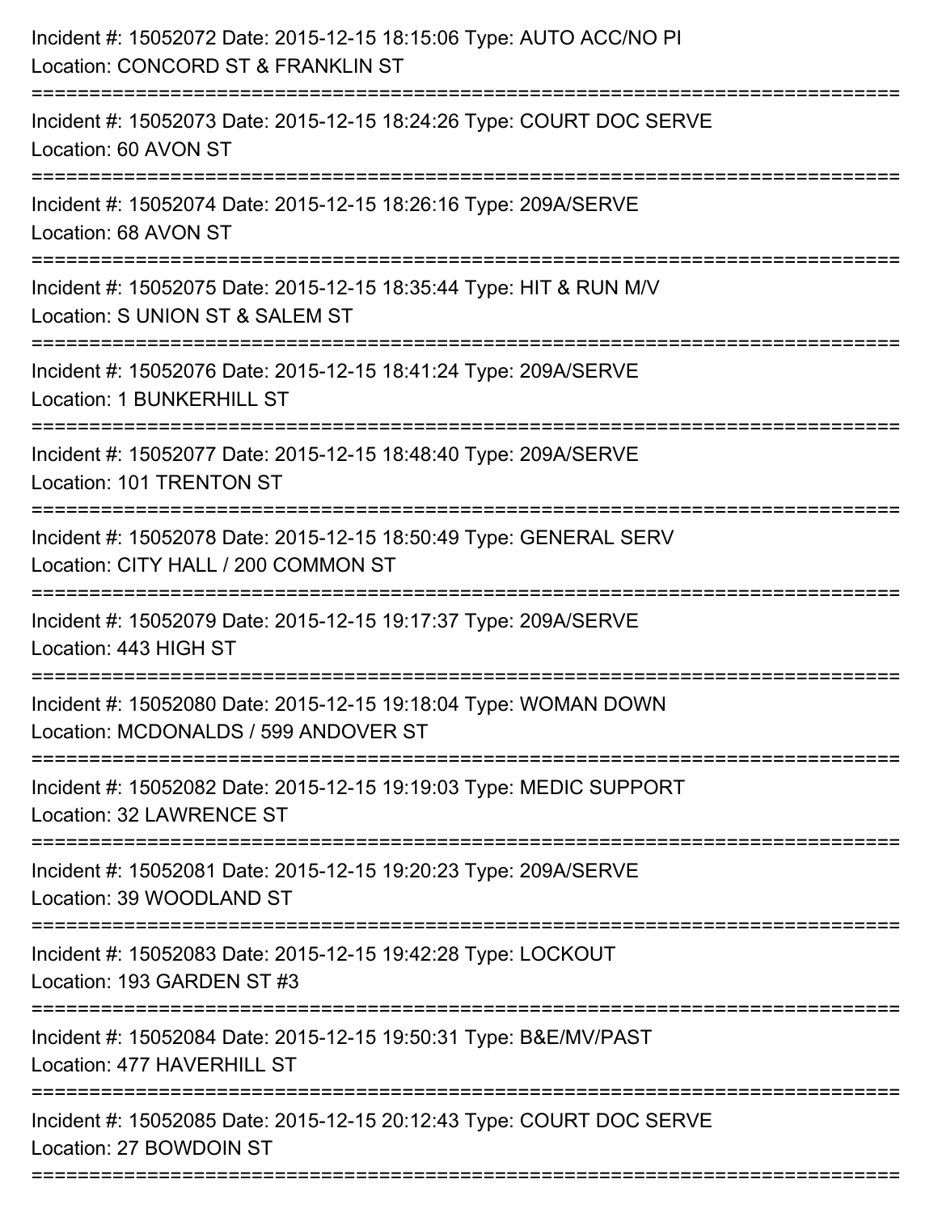Incident #: 15052072 Date: 2015-12-15 18:15:06 Type: AUTO ACC/NO PI
Location: CONCORD ST & FRANKLIN ST

===========================================================================

Incident #: 15052073 Date: 2015-12-15 18:24:26 Type: COURT DOC SERVE
Location: 60 AVON ST

===========================================================================

Incident #: 15052074 Date: 2015-12-15 18:26:16 Type: 209A/SERVE
Location: 68 AVON ST

===========================================================================

Incident #: 15052075 Date: 2015-12-15 18:35:44 Type: HIT & RUN M/V
Location: S UNION ST & SALEM ST

===========================================================================

Incident #: 15052076 Date: 2015-12-15 18:41:24 Type: 209A/SERVE
Location: 1 BUNKERHILL ST

===========================================================================

Incident #: 15052077 Date: 2015-12-15 18:48:40 Type: 209A/SERVE
Location: 101 TRENTON ST

===========================================================================

Incident #: 15052078 Date: 2015-12-15 18:50:49 Type: GENERAL SERV
Location: CITY HALL / 200 COMMON ST

===========================================================================

Incident #: 15052079 Date: 2015-12-15 19:17:37 Type: 209A/SERVE
Location: 443 HIGH ST

===========================================================================

Incident #: 15052080 Date: 2015-12-15 19:18:04 Type: WOMAN DOWN
Location: MCDONALDS / 599 ANDOVER ST

===========================================================================

Incident #: 15052082 Date: 2015-12-15 19:19:03 Type: MEDIC SUPPORT
Location: 32 LAWRENCE ST

===========================================================================

Incident #: 15052081 Date: 2015-12-15 19:20:23 Type: 209A/SERVE
Location: 39 WOODLAND ST

===========================================================================

Incident #: 15052083 Date: 2015-12-15 19:42:28 Type: LOCKOUT
Location: 193 GARDEN ST #3

===========================================================================

Incident #: 15052084 Date: 2015-12-15 19:50:31 Type: B&E/MV/PAST
Location: 477 HAVERHILL ST

===========================================================================

Incident #: 15052085 Date: 2015-12-15 20:12:43 Type: COURT DOC SERVE
Location: 27 BOWDOIN ST

===========================================================================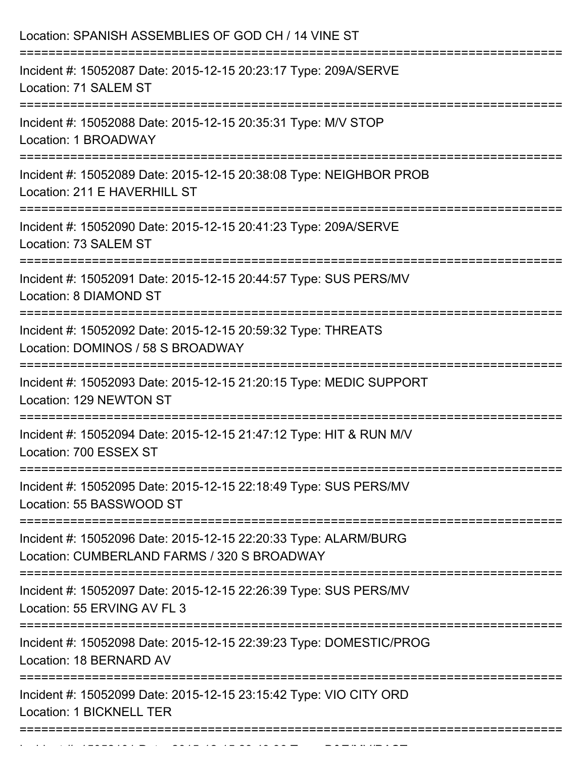Location: SPANISH ASSEMBLIES OF GOD CH / 14 VINE ST

===========================================================================

Incident #: 15052087 Date: 2015-12-15 20:23:17 Type: 209A/SERVE
Location: 71 SALEM ST

===========================================================================

Incident #: 15052088 Date: 2015-12-15 20:35:31 Type: M/V STOP
Location: 1 BROADWAY

===========================================================================

Incident #: 15052089 Date: 2015-12-15 20:38:08 Type: NEIGHBOR PROB
Location: 211 E HAVERHILL ST

===========================================================================

Incident #: 15052090 Date: 2015-12-15 20:41:23 Type: 209A/SERVE
Location: 73 SALEM ST

===========================================================================

Incident #: 15052091 Date: 2015-12-15 20:44:57 Type: SUS PERS/MV
Location: 8 DIAMOND ST

===========================================================================

Incident #: 15052092 Date: 2015-12-15 20:59:32 Type: THREATS
Location: DOMINOS / 58 S BROADWAY

===========================================================================

Incident #: 15052093 Date: 2015-12-15 21:20:15 Type: MEDIC SUPPORT
Location: 129 NEWTON ST

===========================================================================

Incident #: 15052094 Date: 2015-12-15 21:47:12 Type: HIT & RUN M/V
Location: 700 ESSEX ST

===========================================================================

Incident #: 15052095 Date: 2015-12-15 22:18:49 Type: SUS PERS/MV
Location: 55 BASSWOOD ST

===========================================================================

Incident #: 15052096 Date: 2015-12-15 22:20:33 Type: ALARM/BURG
Location: CUMBERLAND FARMS / 320 S BROADWAY

===========================================================================

Incident #: 15052097 Date: 2015-12-15 22:26:39 Type: SUS PERS/MV
Location: 55 ERVING AV FL 3

===========================================================================

Incident #: 15052098 Date: 2015-12-15 22:39:23 Type: DOMESTIC/PROG
Location: 18 BERNARD AV

===========================================================================

Incident #: 15052099 Date: 2015-12-15 23:15:42 Type: VIO CITY ORD
Location: 1 BICKNELL TER

===========================================================================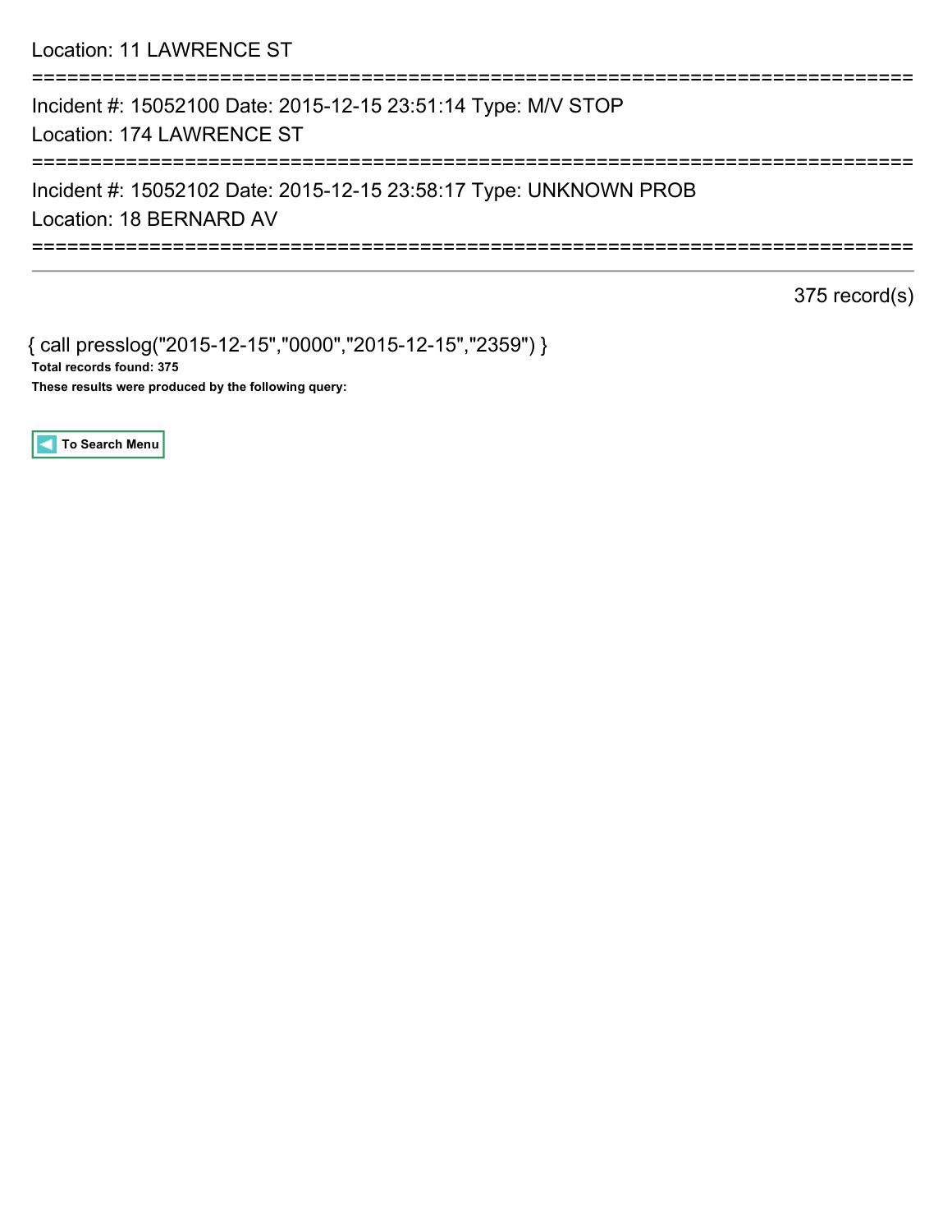Location: 11 LAWRENCE ST

===========================================================================

Incident #: 15052100 Date: 2015-12-15 23:51:14 Type: M/V STOP

Location: 174 LAWRENCE ST

===========================================================================

Incident #: 15052102 Date: 2015-12-15 23:58:17 Type: UNKNOWN PROB

Location: 18 BERNARD AV

===========================================================================

---

375 record(s)

{ call presslog("2015-12-15","0000","2015-12-15","2359") }

**Total records found: 375**

**These results were produced by the following query:**

**To Search Menu**